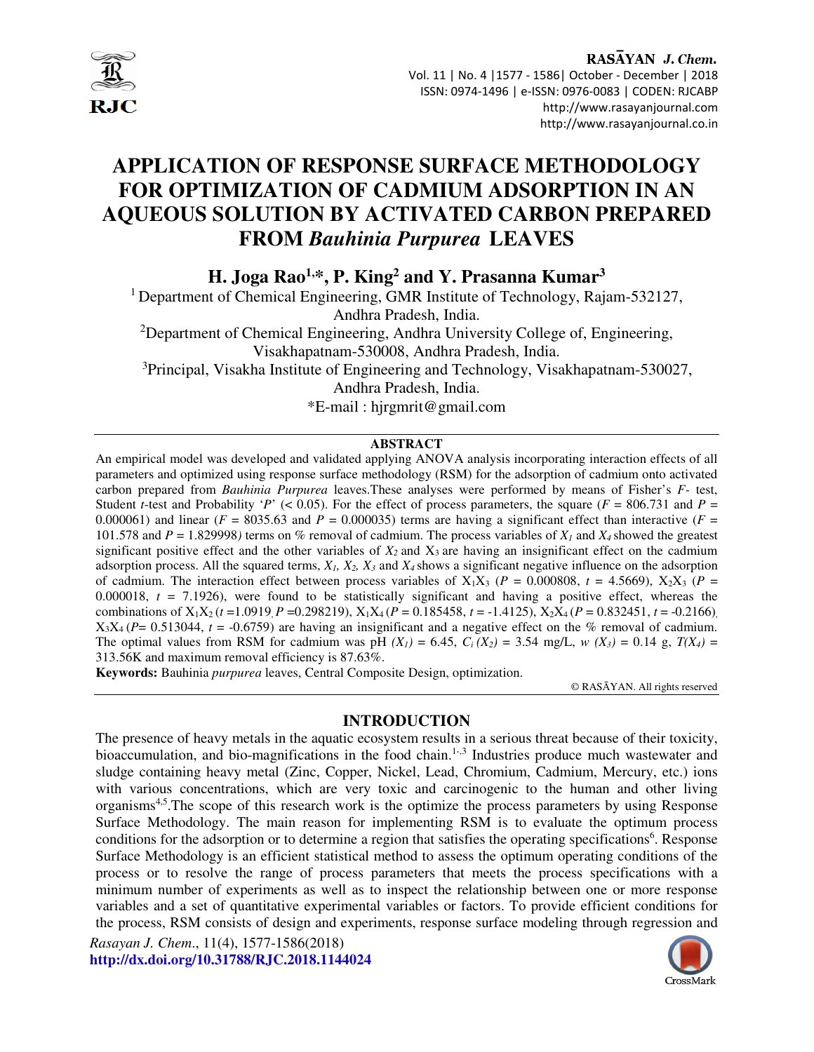# APPLICATION OF RESPONSE SURFACE METHODOLOGY FOR OPTIMIZATION OF CADMIUM ADSORPTION IN AN AQUEOUS SOLUTION BY ACTIVATED CARBON PREPARED FROM *Bauhinia Purpurea* LEAVES

**H. Joga Rao[1,*], P. King[2] and Y. Prasanna Kumar[3]**

[1] Department of Chemical Engineering, GMR Institute of Technology, Rajam-532127, Andhra Pradesh, India.

[2] Department of Chemical Engineering, Andhra University College of, Engineering, Visakhapatnam-530008, Andhra Pradesh, India.

[3] Principal, Visakha Institute of Engineering and Technology, Visakhapatnam-530027, Andhra Pradesh, India.

*E-mail : hjrgmrit@gmail.com

## ABSTRACT

An empirical model was developed and validated applying ANOVA analysis incorporating interaction effects of all parameters and optimized using response surface methodology (RSM) for the adsorption of cadmium onto activated carbon prepared from *Bauhinia Purpurea* leaves.These analyses were performed by means of Fisher's *F*- test, Student *t*-test and Probability '*P*' (< 0.05). For the effect of process parameters, the square ($F$ = 806.731 and $P$ = 0.000061) and linear ($F$ = 8035.63 and $P$ = 0.000035) terms are having a significant effect than interactive ($F$ = 101.578 and $P$ = 1.829998*)* terms on % removal of cadmium. The process variables of $X_1$ and $X_4$ showed the greatest significant positive effect and the other variables of $X_2$ and $X_3$ are having an insignificant effect on the cadmium adsorption process. All the squared terms, $X_1$, $X_2$, $X_3$ and $X_4$ shows a significant negative influence on the adsorption of cadmium. The interaction effect between process variables of $X_1X_3$ ($P$ = 0.000808, $t$ = 4.5669), $X_2X_3$ ($P$ = 0.000018, $t$ = 7.1926), were found to be statistically significant and having a positive effect, whereas the combinations of $X_1X_2$ ($t$ =1.0919, $P$ =0.298219), $X_1X_4$ ($P$ = 0.185458, $t$ = -1.4125), $X_2X_4$ ($P$ = 0.832451, $t$ = -0.2166), $X_3X_4$ ($P$= 0.513044, $t$ = -0.6759) are having an insignificant and a negative effect on the % removal of cadmium. The optimal values from RSM for cadmium was pH $(X_1)$ = 6.45, $C_i$ $(X_2)$ = 3.54 mg/L, $w$ $(X_3)$ = 0.14 g, $T(X_4)$ = 313.56K and maximum removal efficiency is 87.63%.

**Keywords:** Bauhinia *purpurea* leaves, Central Composite Design, optimization.

© RASĀYAN. All rights reserved

## INTRODUCTION

The presence of heavy metals in the aquatic ecosystem results in a serious threat because of their toxicity, bioaccumulation, and bio-magnifications in the food chain.[1-3] Industries produce much wastewater and sludge containing heavy metal (Zinc, Copper, Nickel, Lead, Chromium, Cadmium, Mercury, etc.) ions with various concentrations, which are very toxic and carcinogenic to the human and other living organisms[4,5].The scope of this research work is the optimize the process parameters by using Response Surface Methodology. The main reason for implementing RSM is to evaluate the optimum process conditions for the adsorption or to determine a region that satisfies the operating specifications[6]. Response Surface Methodology is an efficient statistical method to assess the optimum operating conditions of the process or to resolve the range of process parameters that meets the process specifications with a minimum number of experiments as well as to inspect the relationship between one or more response variables and a set of quantitative experimental variables or factors. To provide efficient conditions for the process, RSM consists of design and experiments, response surface modeling through regression and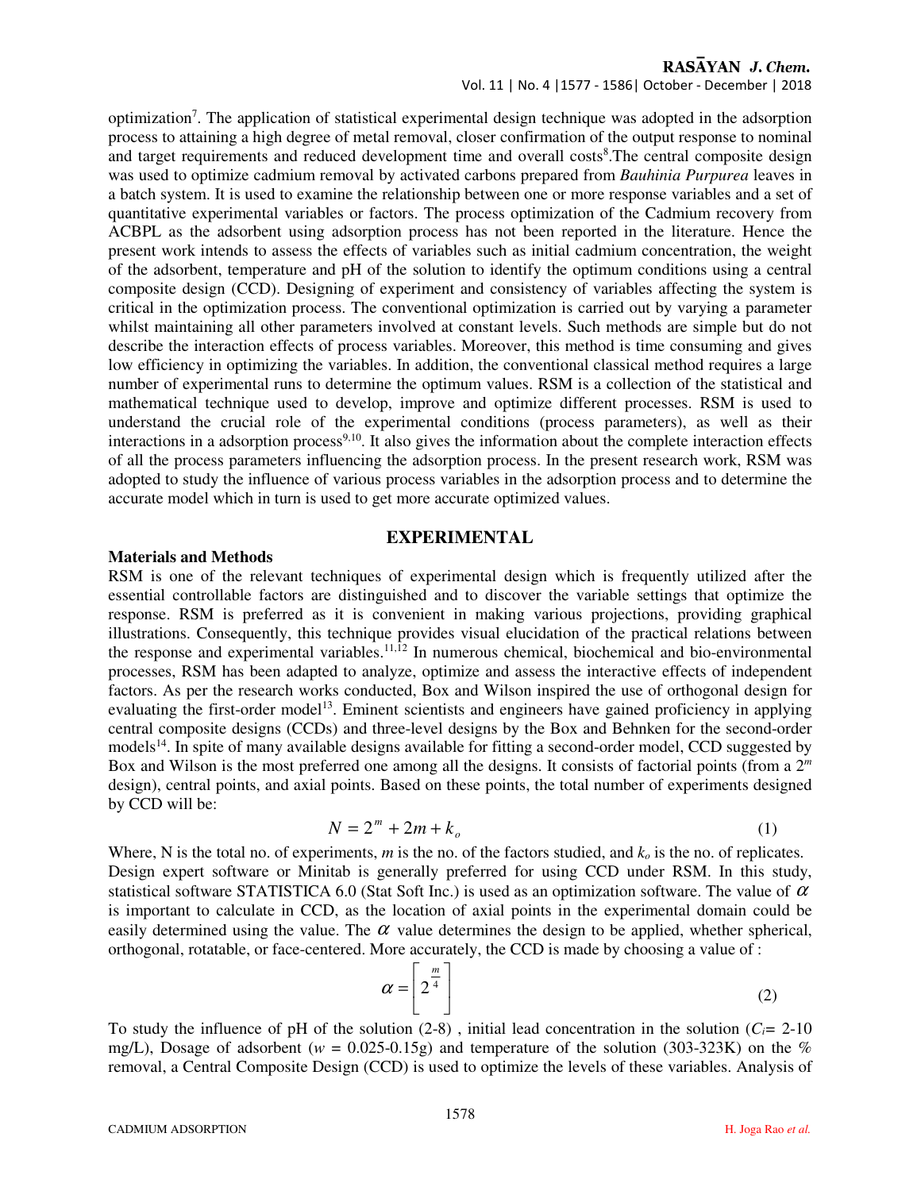optimization[7]. The application of statistical experimental design technique was adopted in the adsorption process to attaining a high degree of metal removal, closer confirmation of the output response to nominal and target requirements and reduced development time and overall costs[8].The central composite design was used to optimize cadmium removal by activated carbons prepared from *Bauhinia Purpurea* leaves in a batch system. It is used to examine the relationship between one or more response variables and a set of quantitative experimental variables or factors. The process optimization of the Cadmium recovery from ACBPL as the adsorbent using adsorption process has not been reported in the literature. Hence the present work intends to assess the effects of variables such as initial cadmium concentration, the weight of the adsorbent, temperature and pH of the solution to identify the optimum conditions using a central composite design (CCD). Designing of experiment and consistency of variables affecting the system is critical in the optimization process. The conventional optimization is carried out by varying a parameter whilst maintaining all other parameters involved at constant levels. Such methods are simple but do not describe the interaction effects of process variables. Moreover, this method is time consuming and gives low efficiency in optimizing the variables. In addition, the conventional classical method requires a large number of experimental runs to determine the optimum values. RSM is a collection of the statistical and mathematical technique used to develop, improve and optimize different processes. RSM is used to understand the crucial role of the experimental conditions (process parameters), as well as their interactions in a adsorption process[9,10]. It also gives the information about the complete interaction effects of all the process parameters influencing the adsorption process. In the present research work, RSM was adopted to study the influence of various process variables in the adsorption process and to determine the accurate model which in turn is used to get more accurate optimized values.

## EXPERIMENTAL

### Materials and Methods

RSM is one of the relevant techniques of experimental design which is frequently utilized after the essential controllable factors are distinguished and to discover the variable settings that optimize the response. RSM is preferred as it is convenient in making various projections, providing graphical illustrations. Consequently, this technique provides visual elucidation of the practical relations between the response and experimental variables.[11,12] In numerous chemical, biochemical and bio-environmental processes, RSM has been adapted to analyze, optimize and assess the interactive effects of independent factors. As per the research works conducted, Box and Wilson inspired the use of orthogonal design for evaluating the first-order model[13]. Eminent scientists and engineers have gained proficiency in applying central composite designs (CCDs) and three-level designs by the Box and Behnken for the second-order models[14]. In spite of many available designs available for fitting a second-order model, CCD suggested by Box and Wilson is the most preferred one among all the designs. It consists of factorial points (from a $2^m$ design), central points, and axial points. Based on these points, the total number of experiments designed by CCD will be:

$$N = 2^m + 2m + k_o \tag{1}$$

Where, N is the total no. of experiments, *m* is the no. of the factors studied, and $k_o$ is the no. of replicates. Design expert software or Minitab is generally preferred for using CCD under RSM. In this study, statistical software STATISTICA 6.0 (Stat Soft Inc.) is used as an optimization software. The value of $\alpha$ is important to calculate in CCD, as the location of axial points in the experimental domain could be easily determined using the value. The $\alpha$ value determines the design to be applied, whether spherical, orthogonal, rotatable, or face-centered. More accurately, the CCD is made by choosing a value of :

$$\alpha = \left[ 2^{\frac{m}{4}} \right] \tag{2}$$

To study the influence of pH of the solution (2-8) , initial lead concentration in the solution ($C_i$= 2-10 mg/L), Dosage of adsorbent ($w$ = 0.025-0.15g) and temperature of the solution (303-323K) on the % removal, a Central Composite Design (CCD) is used to optimize the levels of these variables. Analysis of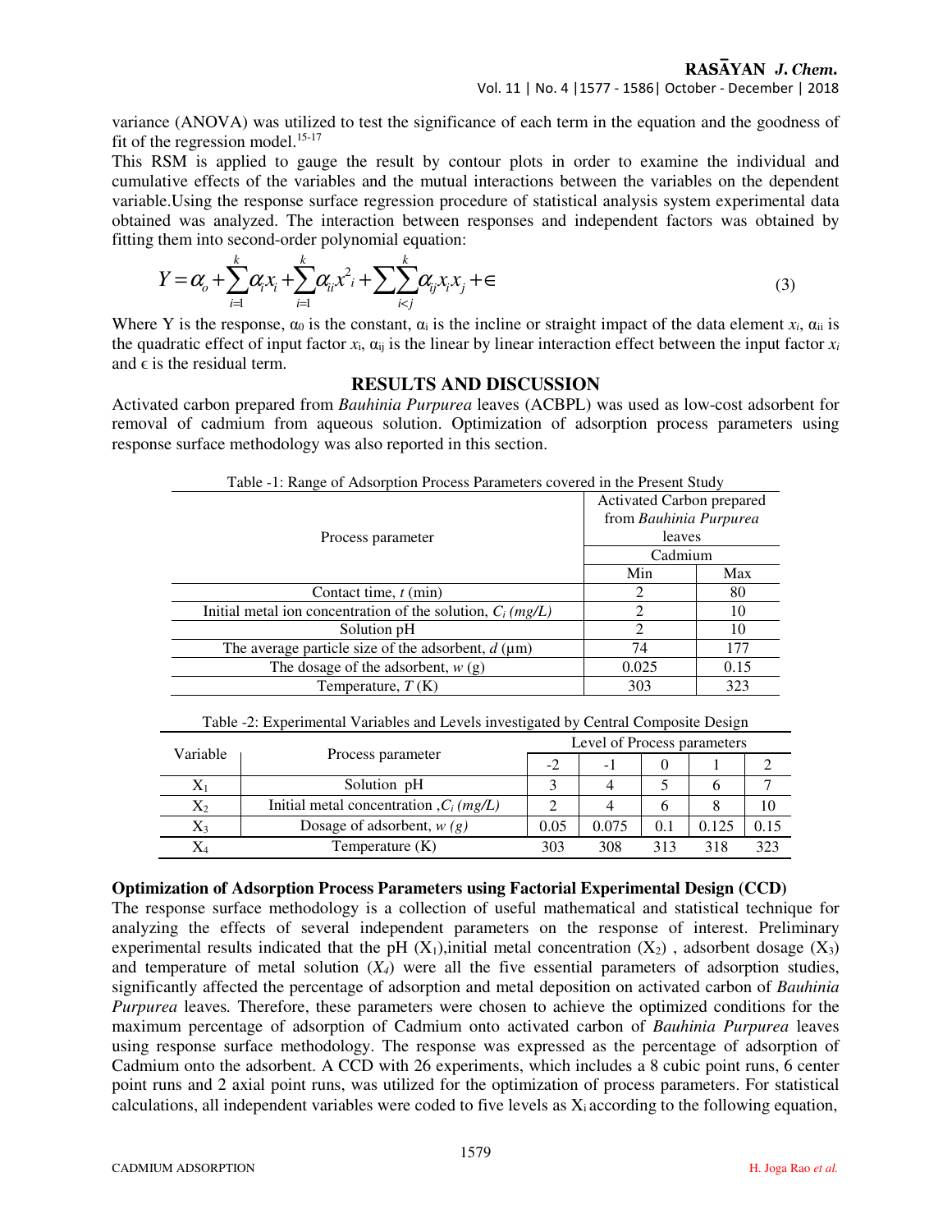variance (ANOVA) was utilized to test the significance of each term in the equation and the goodness of fit of the regression model.[15-17]

This RSM is applied to gauge the result by contour plots in order to examine the individual and cumulative effects of the variables and the mutual interactions between the variables on the dependent variable.Using the response surface regression procedure of statistical analysis system experimental data obtained was analyzed. The interaction between responses and independent factors was obtained by fitting them into second-order polynomial equation:

$$Y = \alpha_o + \sum_{i=1}^{k} \alpha_i x_i + \sum_{i=1}^{k} \alpha_{ii} x^2{}_i + \sum\sum_{i<j}^{k} \alpha_{ij} x_i x_j + \in \tag{3}$$

Where Y is the response, $\alpha_0$ is the constant, $\alpha_i$ is the incline or straight impact of the data element $x_i$, $\alpha_{ii}$ is the quadratic effect of input factor $x_i$, $\alpha_{ij}$ is the linear by linear interaction effect between the input factor $x_i$ and $\epsilon$ is the residual term.

## RESULTS AND DISCUSSION

Activated carbon prepared from *Bauhinia Purpurea* leaves (ACBPL) was used as low-cost adsorbent for removal of cadmium from aqueous solution. Optimization of adsorption process parameters using response surface methodology was also reported in this section.

Table -1: Range of Adsorption Process Parameters covered in the Present Study

| Process parameter | Activated Carbon prepared from *Bauhinia Purpurea* leaves — Cadmium | |
|---|---|---|
| | Min | Max |
| Contact time, $t$ (min) | 2 | 80 |
| Initial metal ion concentration of the solution, $C_i$ *(mg/L)* | 2 | 10 |
| Solution pH | 2 | 10 |
| The average particle size of the adsorbent, $d$ (μm) | 74 | 177 |
| The dosage of the adsorbent, $w$ (g) | 0.025 | 0.15 |
| Temperature, $T$ (K) | 303 | 323 |

Table -2: Experimental Variables and Levels investigated by Central Composite Design

| Variable | Process parameter | Level of Process parameters | | | | |
|---|---|---|---|---|---|---|
| | | -2 | -1 | 0 | 1 | 2 |
| $X_1$ | Solution pH | 3 | 4 | 5 | 6 | 7 |
| $X_2$ | Initial metal concentration ,$C_i$ *(mg/L)* | 2 | 4 | 6 | 8 | 10 |
| $X_3$ | Dosage of adsorbent, $w$ *(g)* | 0.05 | 0.075 | 0.1 | 0.125 | 0.15 |
| $X_4$ | Temperature (K) | 303 | 308 | 313 | 318 | 323 |

**Optimization of Adsorption Process Parameters using Factorial Experimental Design (CCD)**

The response surface methodology is a collection of useful mathematical and statistical technique for analyzing the effects of several independent parameters on the response of interest. Preliminary experimental results indicated that the pH ($X_1$),initial metal concentration ($X_2$) , adsorbent dosage ($X_3$) and temperature of metal solution ($X_4$) were all the five essential parameters of adsorption studies, significantly affected the percentage of adsorption and metal deposition on activated carbon of *Bauhinia Purpurea* leaves*.* Therefore, these parameters were chosen to achieve the optimized conditions for the maximum percentage of adsorption of Cadmium onto activated carbon of *Bauhinia Purpurea* leaves using response surface methodology. The response was expressed as the percentage of adsorption of Cadmium onto the adsorbent. A CCD with 26 experiments, which includes a 8 cubic point runs, 6 center point runs and 2 axial point runs, was utilized for the optimization of process parameters. For statistical calculations, all independent variables were coded to five levels as $X_i$ according to the following equation,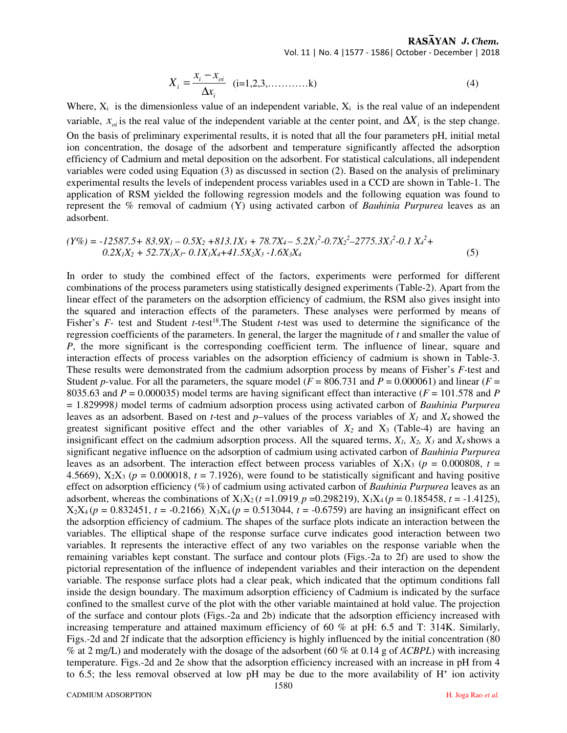$$X_i = \frac{x_i - x_{oi}}{\Delta x_i} \quad (i=1,2,3,\ldots\ldots\ldots\ldots k) \tag{4}$$

Where, $X_i$ is the dimensionless value of an independent variable, $X_i$ is the real value of an independent variable, $x_{oi}$ is the real value of the independent variable at the center point, and $\Delta X_i$ is the step change. On the basis of preliminary experimental results, it is noted that all the four parameters pH, initial metal ion concentration, the dosage of the adsorbent and temperature significantly affected the adsorption efficiency of Cadmium and metal deposition on the adsorbent. For statistical calculations, all independent variables were coded using Equation (3) as discussed in section (2). Based on the analysis of preliminary experimental results the levels of independent process variables used in a CCD are shown in Table-1. The application of RSM yielded the following regression models and the following equation was found to represent the % removal of cadmium (Y) using activated carbon of *Bauhinia Purpurea* leaves as an adsorbent.

$$(Y\%) = -12587.5 + 83.9X_1 - 0.5X_2 + 813.1X_3 + 78.7X_4 - 5.2X_1^2 - 0.7X_2^2 - 2775.3X_3^2 - 0.1X_4^2 + 0.2X_1X_2 + 52.7X_1X_3 - 0.1X_1X_4 + 41.5X_2X_3 - 1.6X_3X_4 \tag{5}$$

In order to study the combined effect of the factors, experiments were performed for different combinations of the process parameters using statistically designed experiments (Table-2). Apart from the linear effect of the parameters on the adsorption efficiency of cadmium, the RSM also gives insight into the squared and interaction effects of the parameters. These analyses were performed by means of Fisher's *F*- test and Student *t*-test[18]. The Student *t*-test was used to determine the significance of the regression coefficients of the parameters. In general, the larger the magnitude of *t* and smaller the value of *P*, the more significant is the corresponding coefficient term. The influence of linear, square and interaction effects of process variables on the adsorption efficiency of cadmium is shown in Table-3. These results were demonstrated from the cadmium adsorption process by means of Fisher's *F*-test and Student *p*-value. For all the parameters, the square model ($F = 806.731$ and $P = 0.000061$) and linear ($F = 8035.63$ and $P = 0.000035$) model terms are having significant effect than interactive ($F = 101.578$ and $P = 1.829998$) model terms of cadmium adsorption process using activated carbon of *Bauhinia Purpurea* leaves as an adsorbent. Based on *t*-test and *p*–values of the process variables of $X_1$ and $X_4$ showed the greatest significant positive effect and the other variables of $X_2$ and $X_3$ (Table-4) are having an insignificant effect on the cadmium adsorption process. All the squared terms, $X_1$, $X_2$, $X_3$ and $X_4$ shows a significant negative influence on the adsorption of cadmium using activated carbon of *Bauhinia Purpurea* leaves as an adsorbent. The interaction effect between process variables of $X_1X_3$ ($p = 0.000808$, $t = 4.5669$), $X_2X_3$ ($p = 0.000018$, $t = 7.1926$), were found to be statistically significant and having positive effect on adsorption efficiency (%) of cadmium using activated carbon of *Bauhinia Purpurea* leaves as an adsorbent, whereas the combinations of $X_1X_2$ ($t = 1.0919$, $p = 0.298219$), $X_1X_4$ ($p = 0.185458$, $t = -1.4125$), $X_2X_4$ ($p = 0.832451$, $t = -0.2166$), $X_3X_4$ ($p = 0.513044$, $t = -0.6759$) are having an insignificant effect on the adsorption efficiency of cadmium. The shapes of the surface plots indicate an interaction between the variables. The elliptical shape of the response surface curve indicates good interaction between two variables. It represents the interactive effect of any two variables on the response variable when the remaining variables kept constant. The surface and contour plots (Figs.-2a to 2f) are used to show the pictorial representation of the influence of independent variables and their interaction on the dependent variable. The response surface plots had a clear peak, which indicated that the optimum conditions fall inside the design boundary. The maximum adsorption efficiency of Cadmium is indicated by the surface confined to the smallest curve of the plot with the other variable maintained at hold value. The projection of the surface and contour plots (Figs.-2a and 2b) indicate that the adsorption efficiency increased with increasing temperature and attained maximum efficiency of 60 % at pH: 6.5 and T: 314K. Similarly, Figs.-2d and 2f indicate that the adsorption efficiency is highly influenced by the initial concentration (80 % at 2 mg/L) and moderately with the dosage of the adsorbent (60 % at 0.14 g of *ACBPL*) with increasing temperature. Figs.-2d and 2e show that the adsorption efficiency increased with an increase in pH from 4 to 6.5; the less removal observed at low pH may be due to the more availability of $H^+$ ion activity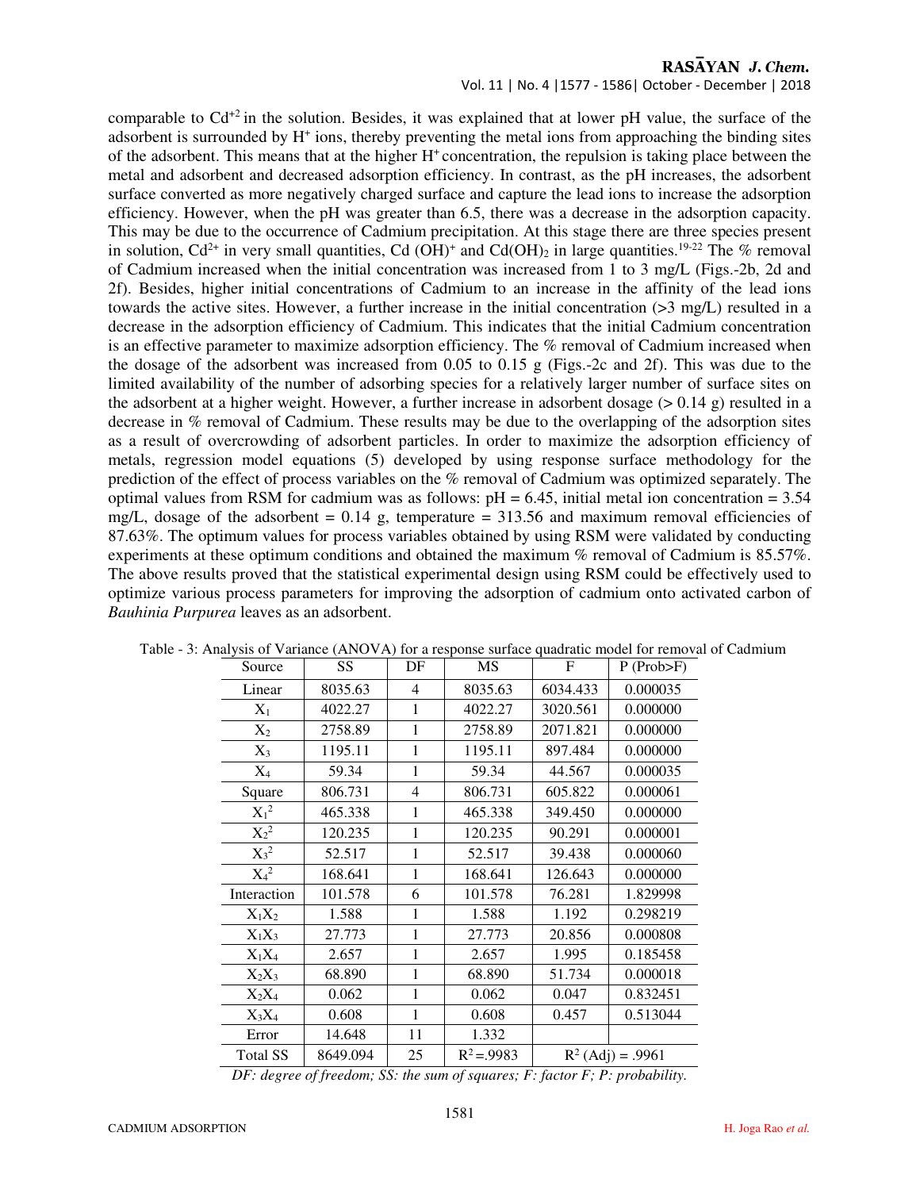comparable to $Cd^{+2}$ in the solution. Besides, it was explained that at lower pH value, the surface of the adsorbent is surrounded by $H^+$ ions, thereby preventing the metal ions from approaching the binding sites of the adsorbent. This means that at the higher $H^+$ concentration, the repulsion is taking place between the metal and adsorbent and decreased adsorption efficiency. In contrast, as the pH increases, the adsorbent surface converted as more negatively charged surface and capture the lead ions to increase the adsorption efficiency. However, when the pH was greater than 6.5, there was a decrease in the adsorption capacity. This may be due to the occurrence of Cadmium precipitation. At this stage there are three species present in solution, $Cd^{2+}$ in very small quantities, $Cd(OH)^+$ and $Cd(OH)_2$ in large quantities.[19-22] The % removal of Cadmium increased when the initial concentration was increased from 1 to 3 mg/L (Figs.-2b, 2d and 2f). Besides, higher initial concentrations of Cadmium to an increase in the affinity of the lead ions towards the active sites. However, a further increase in the initial concentration (>3 mg/L) resulted in a decrease in the adsorption efficiency of Cadmium. This indicates that the initial Cadmium concentration is an effective parameter to maximize adsorption efficiency. The % removal of Cadmium increased when the dosage of the adsorbent was increased from 0.05 to 0.15 g (Figs.-2c and 2f). This was due to the limited availability of the number of adsorbing species for a relatively larger number of surface sites on the adsorbent at a higher weight. However, a further increase in adsorbent dosage (> 0.14 g) resulted in a decrease in % removal of Cadmium. These results may be due to the overlapping of the adsorption sites as a result of overcrowding of adsorbent particles. In order to maximize the adsorption efficiency of metals, regression model equations (5) developed by using response surface methodology for the prediction of the effect of process variables on the % removal of Cadmium was optimized separately. The optimal values from RSM for cadmium was as follows: pH = 6.45, initial metal ion concentration = 3.54 mg/L, dosage of the adsorbent = 0.14 g, temperature = 313.56 and maximum removal efficiencies of 87.63%. The optimum values for process variables obtained by using RSM were validated by conducting experiments at these optimum conditions and obtained the maximum % removal of Cadmium is 85.57%. The above results proved that the statistical experimental design using RSM could be effectively used to optimize various process parameters for improving the adsorption of cadmium onto activated carbon of *Bauhinia Purpurea* leaves as an adsorbent.

Table - 3: Analysis of Variance (ANOVA) for a response surface quadratic model for removal of Cadmium

| Source | SS | DF | MS | F | P (Prob>F) |
|---|---|---|---|---|---|
| Linear | 8035.63 | 4 | 8035.63 | 6034.433 | 0.000035 |
| $X_1$ | 4022.27 | 1 | 4022.27 | 3020.561 | 0.000000 |
| $X_2$ | 2758.89 | 1 | 2758.89 | 2071.821 | 0.000000 |
| $X_3$ | 1195.11 | 1 | 1195.11 | 897.484 | 0.000000 |
| $X_4$ | 59.34 | 1 | 59.34 | 44.567 | 0.000035 |
| Square | 806.731 | 4 | 806.731 | 605.822 | 0.000061 |
| $X_1^2$ | 465.338 | 1 | 465.338 | 349.450 | 0.000000 |
| $X_2^2$ | 120.235 | 1 | 120.235 | 90.291 | 0.000001 |
| $X_3^2$ | 52.517 | 1 | 52.517 | 39.438 | 0.000060 |
| $X_4^2$ | 168.641 | 1 | 168.641 | 126.643 | 0.000000 |
| Interaction | 101.578 | 6 | 101.578 | 76.281 | 1.829998 |
| $X_1X_2$ | 1.588 | 1 | 1.588 | 1.192 | 0.298219 |
| $X_1X_3$ | 27.773 | 1 | 27.773 | 20.856 | 0.000808 |
| $X_1X_4$ | 2.657 | 1 | 2.657 | 1.995 | 0.185458 |
| $X_2X_3$ | 68.890 | 1 | 68.890 | 51.734 | 0.000018 |
| $X_2X_4$ | 0.062 | 1 | 0.062 | 0.047 | 0.832451 |
| $X_3X_4$ | 0.608 | 1 | 0.608 | 0.457 | 0.513044 |
| Error | 14.648 | 11 | 1.332 | | |
| Total SS | 8649.094 | 25 | $R^2$=.9983 | $R^2$ (Adj) = .9961 | |

*DF: degree of freedom; SS: the sum of squares; F: factor F; P: probability.*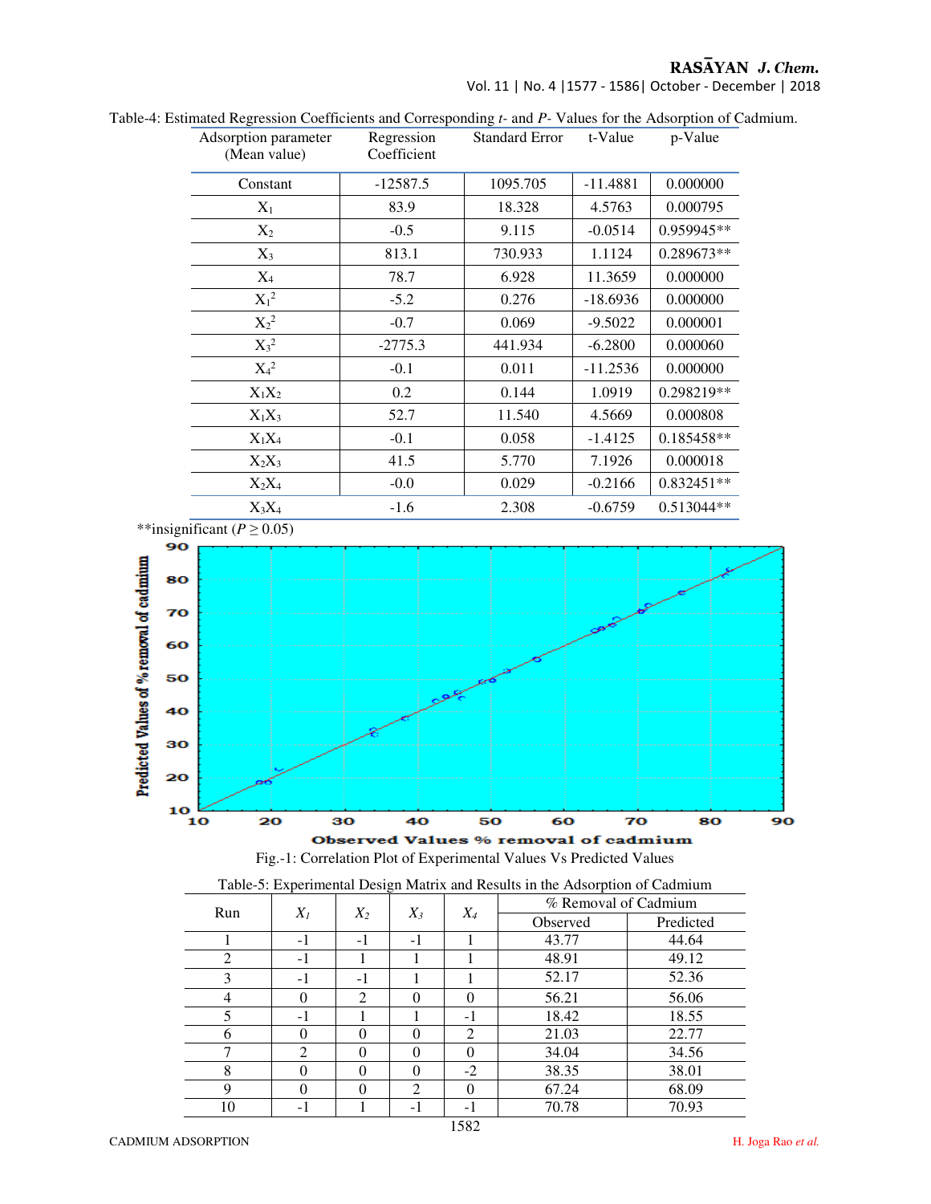Table-4: Estimated Regression Coefficients and Corresponding *t*- and *P*- Values for the Adsorption of Cadmium.

| Adsorption parameter (Mean value) | Regression Coefficient | Standard Error | t-Value | p-Value |
|---|---|---|---|---|
| Constant | -12587.5 | 1095.705 | -11.4881 | 0.000000 |
| $X_1$ | 83.9 | 18.328 | 4.5763 | 0.000795 |
| $X_2$ | -0.5 | 9.115 | -0.0514 | 0.959945** |
| $X_3$ | 813.1 | 730.933 | 1.1124 | 0.289673** |
| $X_4$ | 78.7 | 6.928 | 11.3659 | 0.000000 |
| $X_1^2$ | -5.2 | 0.276 | -18.6936 | 0.000000 |
| $X_2^2$ | -0.7 | 0.069 | -9.5022 | 0.000001 |
| $X_3^2$ | -2775.3 | 441.934 | -6.2800 | 0.000060 |
| $X_4^2$ | -0.1 | 0.011 | -11.2536 | 0.000000 |
| $X_1X_2$ | 0.2 | 0.144 | 1.0919 | 0.298219** |
| $X_1X_3$ | 52.7 | 11.540 | 4.5669 | 0.000808 |
| $X_1X_4$ | -0.1 | 0.058 | -1.4125 | 0.185458** |
| $X_2X_3$ | 41.5 | 5.770 | 7.1926 | 0.000018 |
| $X_2X_4$ | -0.0 | 0.029 | -0.2166 | 0.832451** |
| $X_3X_4$ | -1.6 | 2.308 | -0.6759 | 0.513044** |

**insignificant ($P \geq 0.05$)

Fig.-1: Correlation Plot of Experimental Values Vs Predicted Values

Table-5: Experimental Design Matrix and Results in the Adsorption of Cadmium

| Run | $X_1$ | $X_2$ | $X_3$ | $X_4$ | % Removal of Cadmium | |
|---|---|---|---|---|---|---|
| | | | | | Observed | Predicted |
| 1 | -1 | -1 | -1 | 1 | 43.77 | 44.64 |
| 2 | -1 | 1 | 1 | 1 | 48.91 | 49.12 |
| 3 | -1 | -1 | 1 | 1 | 52.17 | 52.36 |
| 4 | 0 | 2 | 0 | 0 | 56.21 | 56.06 |
| 5 | -1 | 1 | 1 | -1 | 18.42 | 18.55 |
| 6 | 0 | 0 | 0 | 2 | 21.03 | 22.77 |
| 7 | 2 | 0 | 0 | 0 | 34.04 | 34.56 |
| 8 | 0 | 0 | 0 | -2 | 38.35 | 38.01 |
| 9 | 0 | 0 | 2 | 0 | 67.24 | 68.09 |
| 10 | -1 | 1 | -1 | -1 | 70.78 | 70.93 |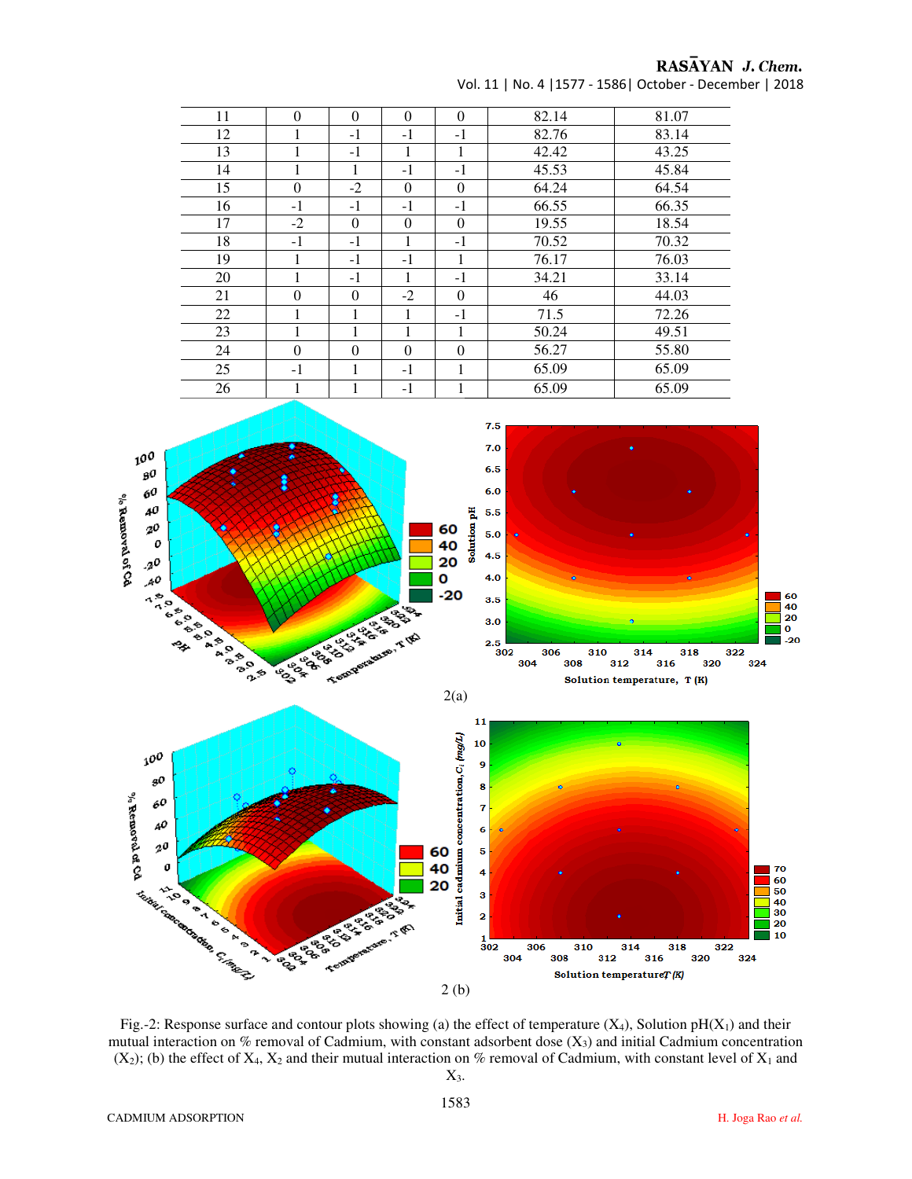| 11 | 0 | 0 | 0 | 0 | 82.14 | 81.07 |
|---|---|---|---|---|---|---|
| 12 | 1 | -1 | -1 | -1 | 82.76 | 83.14 |
| 13 | 1 | -1 | 1 | 1 | 42.42 | 43.25 |
| 14 | 1 | 1 | -1 | -1 | 45.53 | 45.84 |
| 15 | 0 | -2 | 0 | 0 | 64.24 | 64.54 |
| 16 | -1 | -1 | -1 | -1 | 66.55 | 66.35 |
| 17 | -2 | 0 | 0 | 0 | 19.55 | 18.54 |
| 18 | -1 | -1 | 1 | -1 | 70.52 | 70.32 |
| 19 | 1 | -1 | -1 | 1 | 76.17 | 76.03 |
| 20 | 1 | -1 | 1 | -1 | 34.21 | 33.14 |
| 21 | 0 | 0 | -2 | 0 | 46 | 44.03 |
| 22 | 1 | 1 | 1 | -1 | 71.5 | 72.26 |
| 23 | 1 | 1 | 1 | 1 | 50.24 | 49.51 |
| 24 | 0 | 0 | 0 | 0 | 56.27 | 55.80 |
| 25 | -1 | 1 | -1 | 1 | 65.09 | 65.09 |
| 26 | 1 | 1 | -1 | 1 | 65.09 | 65.09 |

2(a)

2 (b)

Fig.-2: Response surface and contour plots showing (a) the effect of temperature ($X_4$), Solution pH($X_1$) and their mutual interaction on % removal of Cadmium, with constant adsorbent dose ($X_3$) and initial Cadmium concentration ($X_2$); (b) the effect of $X_4$, $X_2$ and their mutual interaction on % removal of Cadmium, with constant level of $X_1$ and $X_3$.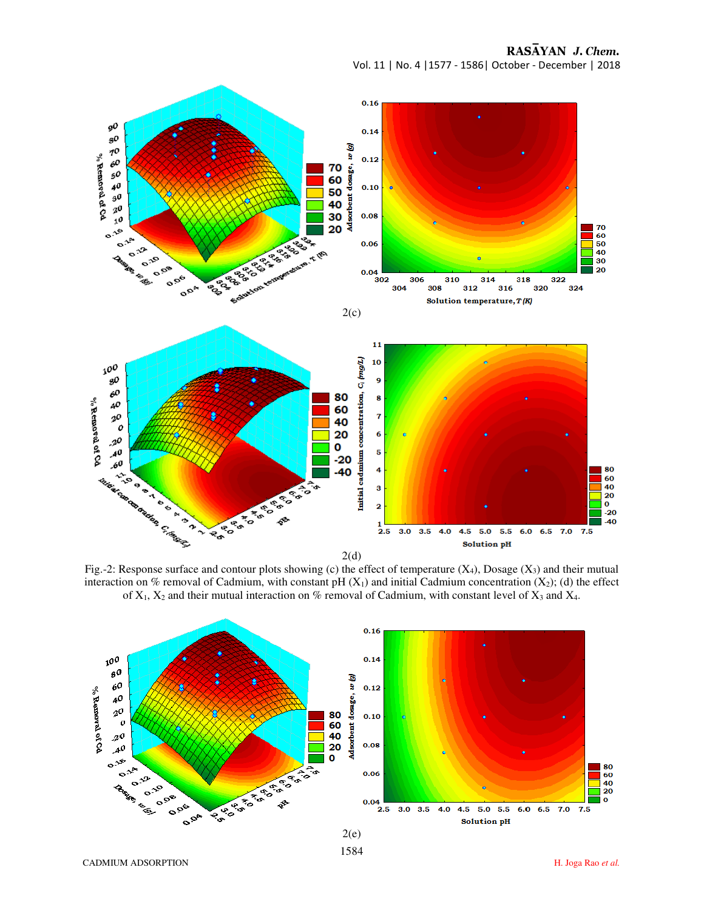2(c)

2(d)

Fig.-2: Response surface and contour plots showing (c) the effect of temperature ($X_4$), Dosage ($X_3$) and their mutual interaction on % removal of Cadmium, with constant pH ($X_1$) and initial Cadmium concentration ($X_2$); (d) the effect of $X_1$, $X_2$ and their mutual interaction on % removal of Cadmium, with constant level of $X_3$ and $X_4$.

2(e)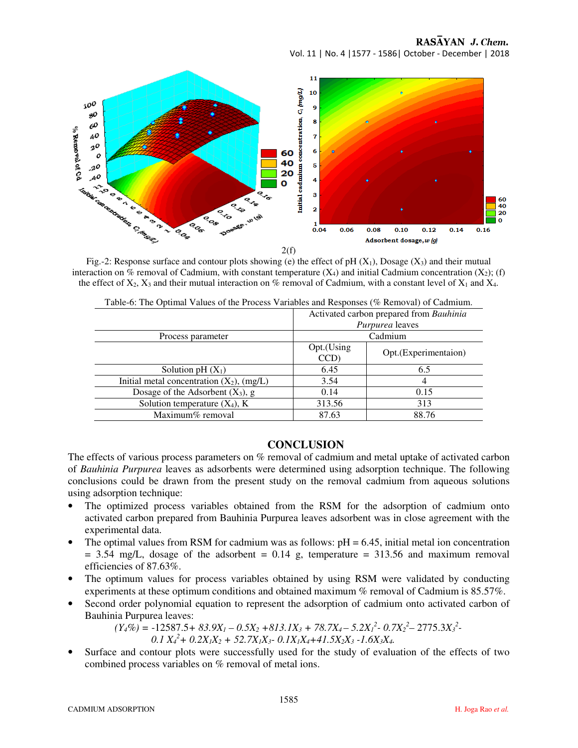2(f)

Fig.-2: Response surface and contour plots showing (e) the effect of pH ($X_1$), Dosage ($X_3$) and their mutual interaction on % removal of Cadmium, with constant temperature ($X_4$) and initial Cadmium concentration ($X_2$); (f) the effect of $X_2$, $X_3$ and their mutual interaction on % removal of Cadmium, with a constant level of $X_1$ and $X_4$.

Table-6: The Optimal Values of the Process Variables and Responses (% Removal) of Cadmium.

| | Activated carbon prepared from *Bauhinia Purpurea* leaves | |
|---|---|---|
| Process parameter | Cadmium | |
| | Opt.(Using CCD) | Opt.(Experimentaion) |
| Solution pH ($X_1$) | 6.45 | 6.5 |
| Initial metal concentration ($X_2$), (mg/L) | 3.54 | 4 |
| Dosage of the Adsorbent ($X_3$), g | 0.14 | 0.15 |
| Solution temperature ($X_4$), K | 313.56 | 313 |
| Maximum% removal | 87.63 | 88.76 |

## CONCLUSION

The effects of various process parameters on % removal of cadmium and metal uptake of activated carbon of *Bauhinia Purpurea* leaves as adsorbents were determined using adsorption technique. The following conclusions could be drawn from the present study on the removal cadmium from aqueous solutions using adsorption technique:

- The optimized process variables obtained from the RSM for the adsorption of cadmium onto activated carbon prepared from Bauhinia Purpurea leaves adsorbent was in close agreement with the experimental data.
- The optimal values from RSM for cadmium was as follows: pH = 6.45, initial metal ion concentration = 3.54 mg/L, dosage of the adsorbent = 0.14 g, temperature = 313.56 and maximum removal efficiencies of 87.63%.
- The optimum values for process variables obtained by using RSM were validated by conducting experiments at these optimum conditions and obtained maximum % removal of Cadmium is 85.57%.
- Second order polynomial equation to represent the adsorption of cadmium onto activated carbon of Bauhinia Purpurea leaves:

$$(Y_4\%) = -12587.5 + 83.9X_1 - 0.5X_2 + 813.1X_3 + 78.7X_4 - 5.2X_1^2 - 0.7X_2^2 - 2775.3X_3^2 - 0.1X_4^2 + 0.2X_1X_2 + 52.7X_1X_3 - 0.1X_1X_4 + 41.5X_2X_3 - 1.6X_3X_4.$$

- Surface and contour plots were successfully used for the study of evaluation of the effects of two combined process variables on % removal of metal ions.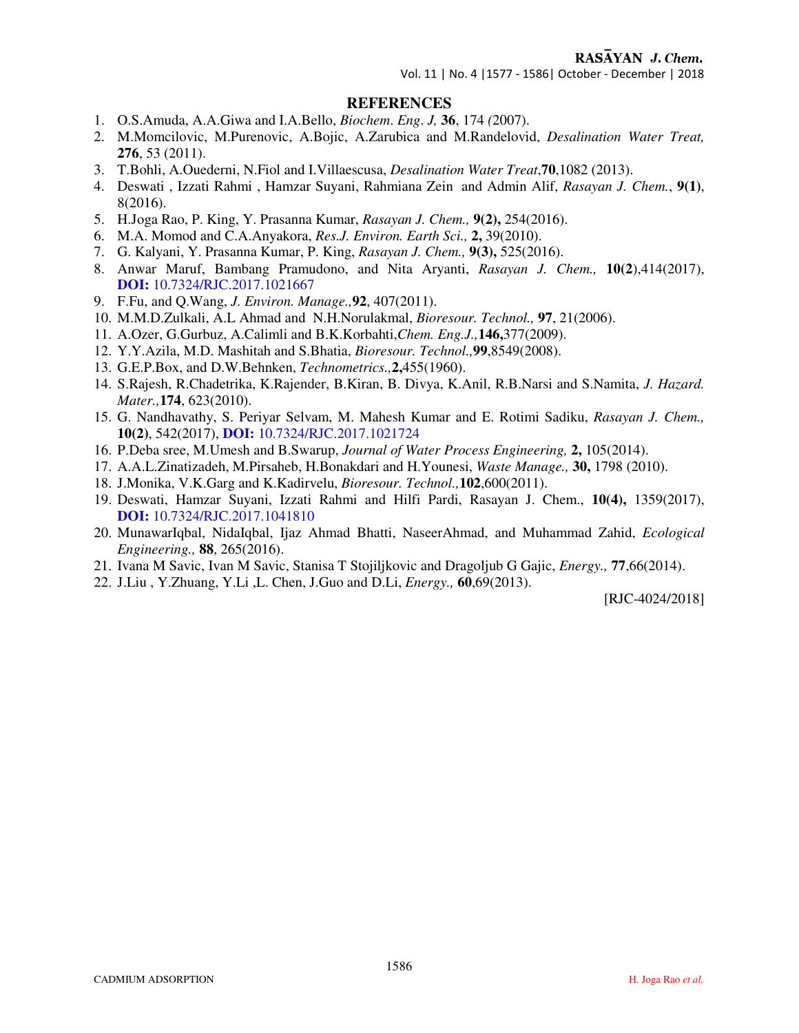## REFERENCES

1. O.S.Amuda, A.A.Giwa and I.A.Bello, *Biochem. Eng. J,* **36**, 174 *(*2007).
2. M.Momcilovic, M.Purenovic, A.Bojic, A.Zarubica and M.Randelovid, *Desalination Water Treat,* **276**, 53 (2011).
3. T.Bohli, A.Ouederni, N.Fiol and I.Villaescusa, *Desalination Water Treat*,**70**,1082 (2013).
4. Deswati , Izzati Rahmi , Hamzar Suyani, Rahmiana Zein and Admin Alif, *Rasayan J. Chem.*, **9(1)**, 8(2016).
5. H.Joga Rao, P. King, Y. Prasanna Kumar, *Rasayan J. Chem.,* **9(2),** 254(2016).
6. M.A. Momod and C.A.Anyakora, *Res.J. Environ. Earth Sci.,* **2,** 39(2010).
7. G. Kalyani, Y. Prasanna Kumar, P. King, *Rasayan J. Chem.,* **9(3),** 525(2016).
8. Anwar Maruf, Bambang Pramudono, and Nita Aryanti, *Rasayan J. Chem.,* **10(2)**,414(2017), **DOI:** 10.7324/RJC.2017.1021667
9. F.Fu, and Q.Wang, *J. Environ. Manage.,***92**, 407(2011).
10. M.M.D.Zulkali, A.L Ahmad and N.H.Norulakmal, *Bioresour. Technol.,* **97**, 21(2006).
11. A.Ozer, G.Gurbuz, A.Calimli and B.K.Korbahti,*Chem. Eng.J.,***146,**377(2009).
12. Y.Y.Azila, M.D. Mashitah and S.Bhatia, *Bioresour. Technol.,***99**,8549(2008).
13. G.E.P.Box, and D.W.Behnken, *Technometrics.,***2,**455(1960).
14. S.Rajesh, R.Chadetrika, K.Rajender, B.Kiran, B. Divya, K.Anil, R.B.Narsi and S.Namita, *J. Hazard. Mater.,***174**, 623(2010).
15. G. Nandhavathy, S. Periyar Selvam, M. Mahesh Kumar and E. Rotimi Sadiku, *Rasayan J. Chem.,* **10(2)**, 542(2017), **DOI:** 10.7324/RJC.2017.1021724
16. P.Deba sree, M.Umesh and B.Swarup, *Journal of Water Process Engineering,* **2,** 105(2014).
17. A.A.L.Zinatizadeh, M.Pirsaheb, H.Bonakdari and H.Younesi, *Waste Manage.,* **30,** 1798 (2010).
18. J.Monika, V.K.Garg and K.Kadirvelu, *Bioresour. Technol.,***102**,600(2011).
19. Deswati, Hamzar Suyani, Izzati Rahmi and Hilfi Pardi, Rasayan J. Chem., **10(4),** 1359(2017), **DOI:** 10.7324/RJC.2017.1041810
20. MunawarIqbal, NidaIqbal, Ijaz Ahmad Bhatti, NaseerAhmad, and Muhammad Zahid, *Ecological Engineering.,* **88**, 265(2016).
21. Ivana M Savic, Ivan M Savic, Stanisa T Stojiljkovic and Dragoljub G Gajic, *Energy.,* **77**,66(2014).
22. J.Liu , Y.Zhuang, Y.Li ,L. Chen, J.Guo and D.Li, *Energy.,* **60**,69(2013).

[RJC-4024/2018]